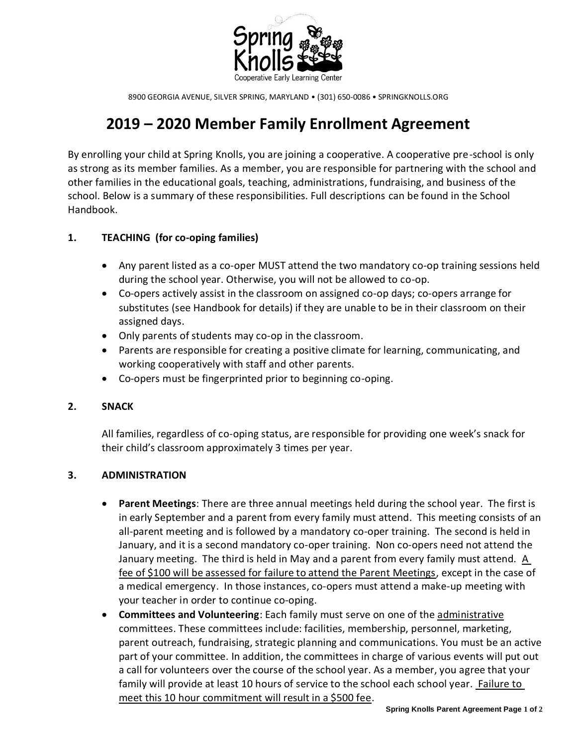Spring Knolls
Cooperative Early Learning Center

8900 GEORGIA AVENUE, SILVER SPRING, MARYLAND • (301) 650-0086 • SPRINGKNOLLS.ORG

# 2019 – 2020 Member Family Enrollment Agreement

By enrolling your child at Spring Knolls, you are joining a cooperative. A cooperative pre-school is only as strong as its member families. As a member, you are responsible for partnering with the school and other families in the educational goals, teaching, administrations, fundraising, and business of the school. Below is a summary of these responsibilities. Full descriptions can be found in the School Handbook.

## 1. TEACHING (for co-oping families)

- Any parent listed as a co-oper MUST attend the two mandatory co-op training sessions held during the school year. Otherwise, you will not be allowed to co-op.
- Co-opers actively assist in the classroom on assigned co-op days; co-opers arrange for substitutes (see Handbook for details) if they are unable to be in their classroom on their assigned days.
- Only parents of students may co-op in the classroom.
- Parents are responsible for creating a positive climate for learning, communicating, and working cooperatively with staff and other parents.
- Co-opers must be fingerprinted prior to beginning co-oping.

## 2. SNACK

All families, regardless of co-oping status, are responsible for providing one week's snack for their child's classroom approximately 3 times per year.

## 3. ADMINISTRATION

- **Parent Meetings**: There are three annual meetings held during the school year. The first is in early September and a parent from every family must attend. This meeting consists of an all-parent meeting and is followed by a mandatory co-oper training. The second is held in January, and it is a second mandatory co-oper training. Non co-opers need not attend the January meeting. The third is held in May and a parent from every family must attend. <u>A fee of $100 will be assessed for failure to attend the Parent Meetings</u>, except in the case of a medical emergency. In those instances, co-opers must attend a make-up meeting with your teacher in order to continue co-oping.
- **Committees and Volunteering**: Each family must serve on one of the <u>administrative</u> committees. These committees include: facilities, membership, personnel, marketing, parent outreach, fundraising, strategic planning and communications. You must be an active part of your committee. In addition, the committees in charge of various events will put out a call for volunteers over the course of the school year. As a member, you agree that your family will provide at least 10 hours of service to the school each school year. <u>Failure to meet this 10 hour commitment will result in a $500 fee</u>.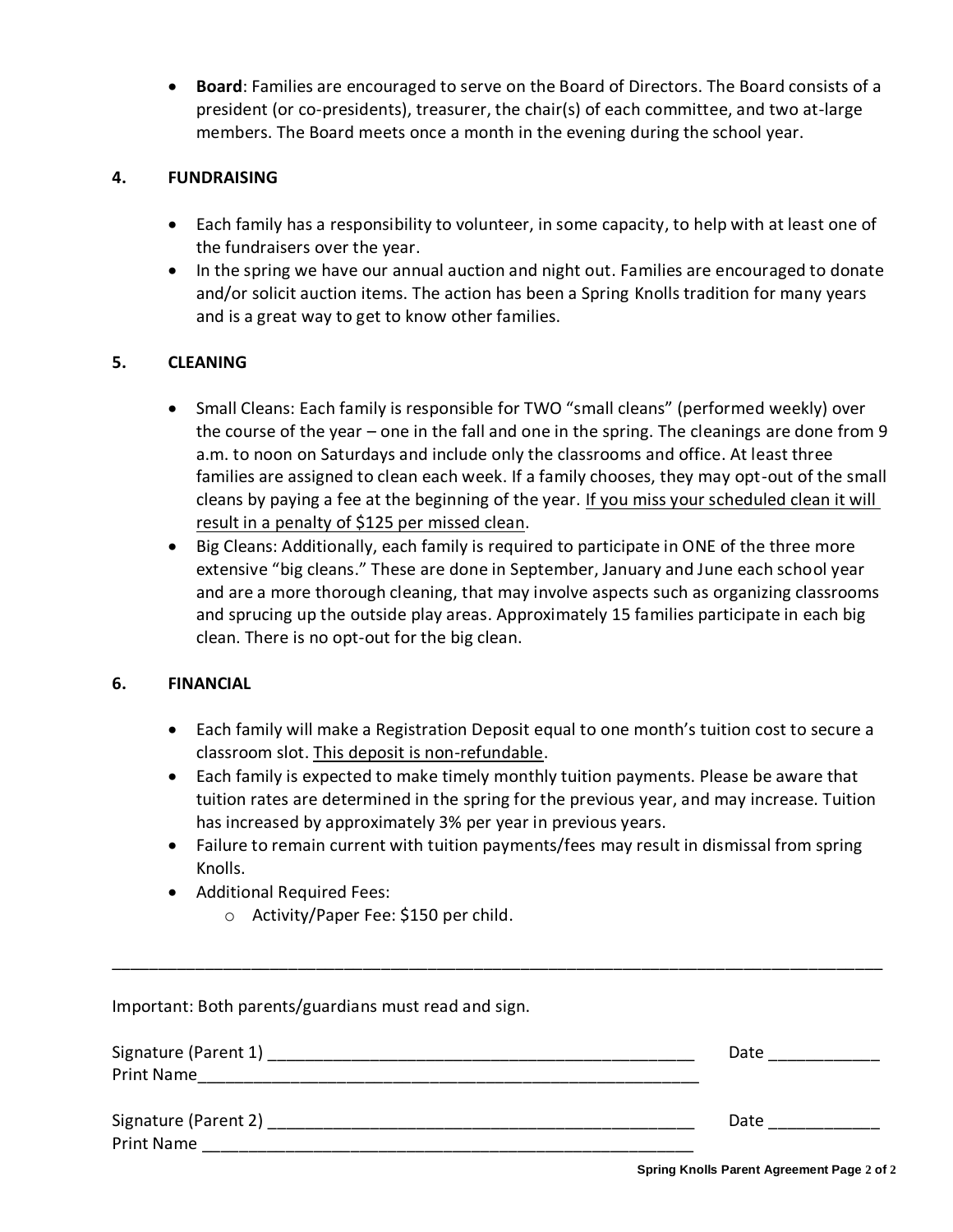- **Board**: Families are encouraged to serve on the Board of Directors. The Board consists of a president (or co-presidents), treasurer, the chair(s) of each committee, and two at-large members. The Board meets once a month in the evening during the school year.

## 4. FUNDRAISING

- Each family has a responsibility to volunteer, in some capacity, to help with at least one of the fundraisers over the year.
- In the spring we have our annual auction and night out. Families are encouraged to donate and/or solicit auction items. The action has been a Spring Knolls tradition for many years and is a great way to get to know other families.

## 5. CLEANING

- Small Cleans: Each family is responsible for TWO "small cleans" (performed weekly) over the course of the year – one in the fall and one in the spring. The cleanings are done from 9 a.m. to noon on Saturdays and include only the classrooms and office. At least three families are assigned to clean each week. If a family chooses, they may opt-out of the small cleans by paying a fee at the beginning of the year. <u>If you miss your scheduled clean it will result in a penalty of $125 per missed clean</u>.
- Big Cleans: Additionally, each family is required to participate in ONE of the three more extensive "big cleans." These are done in September, January and June each school year and are a more thorough cleaning, that may involve aspects such as organizing classrooms and sprucing up the outside play areas. Approximately 15 families participate in each big clean. There is no opt-out for the big clean.

## 6. FINANCIAL

- Each family will make a Registration Deposit equal to one month's tuition cost to secure a classroom slot. <u>This deposit is non-refundable</u>.
- Each family is expected to make timely monthly tuition payments. Please be aware that tuition rates are determined in the spring for the previous year, and may increase. Tuition has increased by approximately 3% per year in previous years.
- Failure to remain current with tuition payments/fees may result in dismissal from spring Knolls.
- Additional Required Fees:
  - Activity/Paper Fee: $150 per child.

---

Important: Both parents/guardians must read and sign.

Signature (Parent 1) ______________________________ Date ____________
Print Name______________________________

Signature (Parent 2) ______________________________ Date ____________
Print Name ______________________________